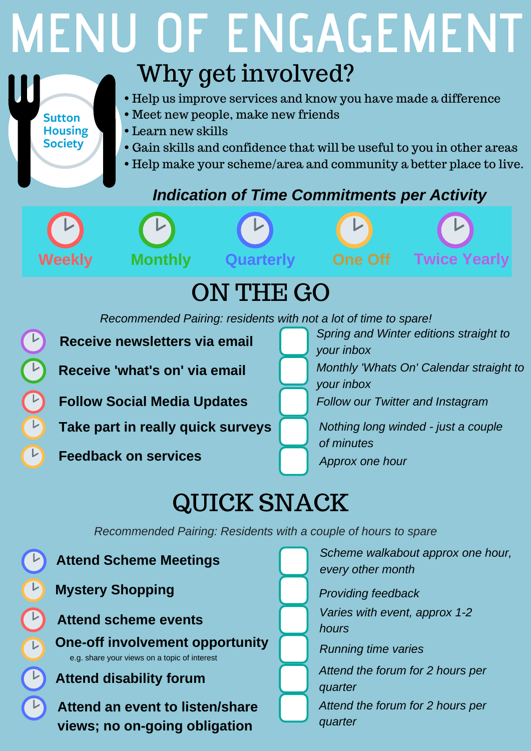# MENU OF ENGAGEMENT

Sutton Housing Society

## Why get involved?

- Help us improve services and know you have made a difference
- Meet new people, make new friends
- Learn new skills
- Gain skills and confidence that will be useful to you in other areas
- Help make your scheme/area and community a better place to live.

### *Indication of Time Commitments per Activity*

Weekly | Monthly | Quarterly | One Off | Twice Yearly

## ON THE GO

*Recommended Pairing: residents with not a lot of time to spare!*

| Activity | Time commitment | Details |
| --- | --- | --- |
| **Receive newsletters via email** | Twice Yearly | *Spring and Winter editions straight to your inbox* |
| **Receive 'what's on' via email** | Monthly | *Monthly 'Whats On' Calendar straight to your inbox* |
| **Follow Social Media Updates** | Weekly | *Follow our Twitter and Instagram* |
| **Take part in really quick surveys** | One Off | *Nothing long winded - just a couple of minutes* |
| **Feedback on services** | One Off | *Approx one hour* |

## QUICK SNACK

*Recommended Pairing: Residents with a couple of hours to spare*

| Activity | Time commitment | Details |
| --- | --- | --- |
| **Attend Scheme Meetings** | Quarterly | *Scheme walkabout approx one hour, every other month* |
| **Mystery Shopping** | One Off | *Providing feedback* |
| **Attend scheme events** | Weekly | *Varies with event, approx 1-2 hours* |
| **One-off involvement opportunity** (e.g. share your views on a topic of interest) | One Off | *Running time varies* |
| **Attend disability forum** | Quarterly | *Attend the forum for 2 hours per quarter* |
| **Attend an event to listen/share views; no on-going obligation** | Quarterly | *Attend the forum for 2 hours per quarter* |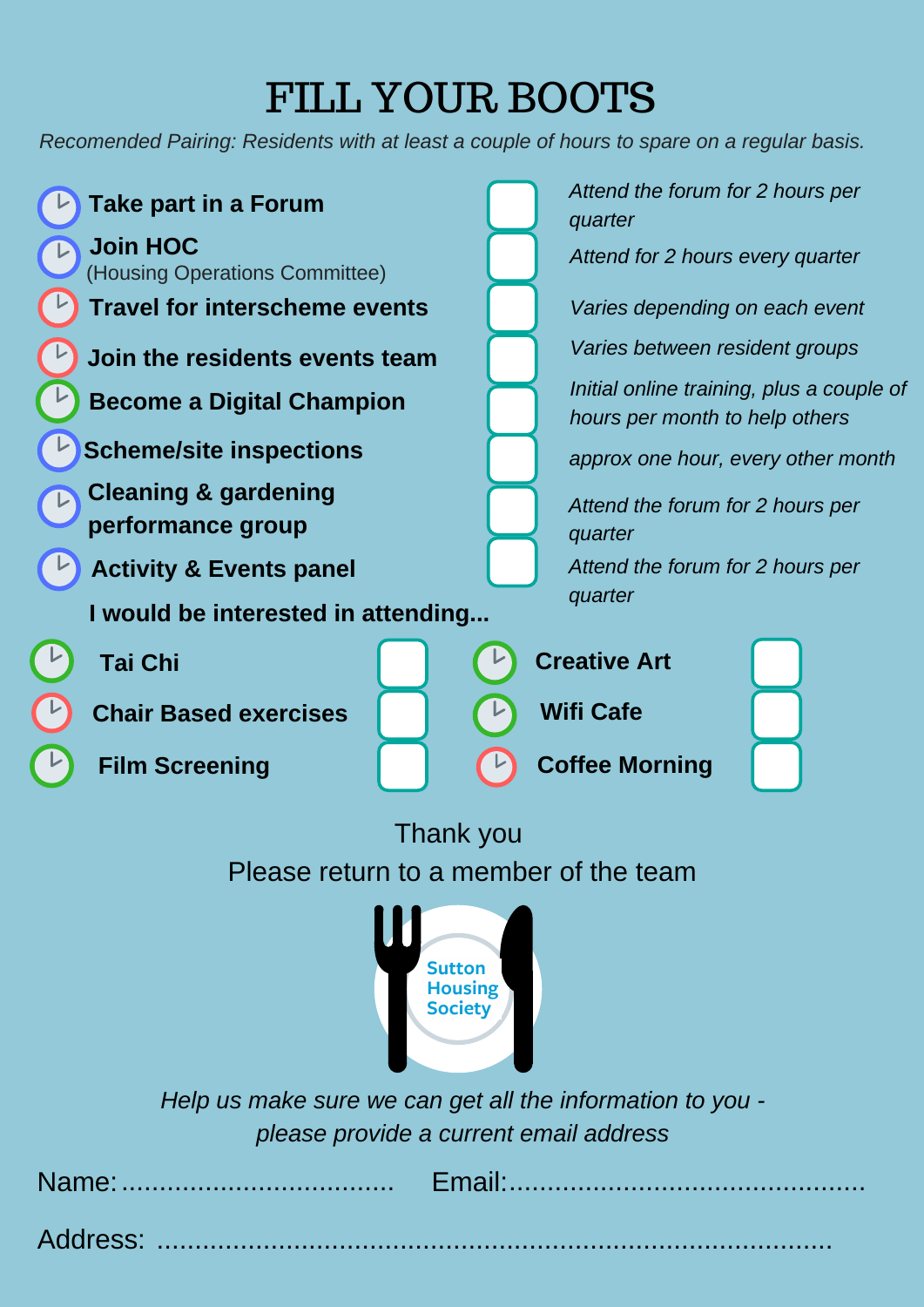# FILL YOUR BOOTS

*Recomended Pairing: Residents with at least a couple of hours to spare on a regular basis.*

| | | |
|---|---|---|
| **Take part in a Forum** | ☐ | *Attend the forum for 2 hours per quarter* |
| **Join HOC** (Housing Operations Committee) | ☐ | *Attend for 2 hours every quarter* |
| **Travel for interscheme events** | ☐ | *Varies depending on each event* |
| **Join the residents events team** | ☐ | *Varies between resident groups* |
| **Become a Digital Champion** | ☐ | *Initial online training, plus a couple of hours per month to help others* |
| **Scheme/site inspections** | ☐ | *approx one hour, every other month* |
| **Cleaning & gardening performance group** | ☐ | *Attend the forum for 2 hours per quarter* |
| **Activity & Events panel** | ☐ | *Attend the forum for 2 hours per quarter* |

**I would be interested in attending...**

| | | | |
|---|---|---|---|
| **Tai Chi** | ☐ | **Creative Art** | ☐ |
| **Chair Based exercises** | ☐ | **Wifi Cafe** | ☐ |
| **Film Screening** | ☐ | **Coffee Morning** | ☐ |

Thank you

Please return to a member of the team

Sutton Housing Society

*Help us make sure we can get all the information to you - please provide a current email address*

Name:.................................. Email:............................................

Address: ...........................................................................................